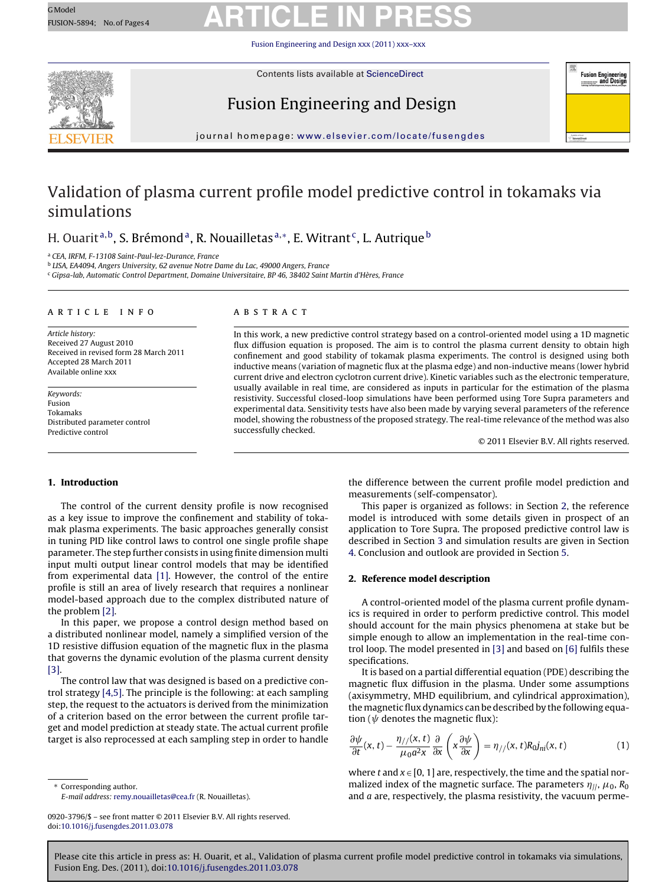# Validation of plasma current profile model predictive control in tokamaks via simulations

H. Ouarit [a,b], S. Brémond [a], R. Nouailletas [a,*], E. Witrant [c], L. Autrique [b]

[a] CEA, IRFM, F-13108 Saint-Paul-lez-Durance, France

[b] LISA, EA4094, Angers University, 62 avenue Notre Dame du Lac, 49000 Angers, France

[c] Gipsa-lab, Automatic Control Department, Domaine Universitaire, BP 46, 38402 Saint Martin d'Hères, France

## ARTICLE INFO

*Article history:*
Received 27 August 2010
Received in revised form 28 March 2011
Accepted 28 March 2011
Available online xxx

*Keywords:*
Fusion
Tokamaks
Distributed parameter control
Predictive control

## ABSTRACT

In this work, a new predictive control strategy based on a control-oriented model using a 1D magnetic flux diffusion equation is proposed. The aim is to control the plasma current density to obtain high confinement and good stability of tokamak plasma experiments. The control is designed using both inductive means (variation of magnetic flux at the plasma edge) and non-inductive means (lower hybrid current drive and electron cyclotron current drive). Kinetic variables such as the electronic temperature, usually available in real time, are considered as inputs in particular for the estimation of the plasma resistivity. Successful closed-loop simulations have been performed using Tore Supra parameters and experimental data. Sensitivity tests have also been made by varying several parameters of the reference model, showing the robustness of the proposed strategy. The real-time relevance of the method was also successfully checked.

© 2011 Elsevier B.V. All rights reserved.

## 1. Introduction

The control of the current density profile is now recognised as a key issue to improve the confinement and stability of tokamak plasma experiments. The basic approaches generally consist in tuning PID like control laws to control one single profile shape parameter. The step further consists in using finite dimension multi input multi output linear control models that may be identified from experimental data [1]. However, the control of the entire profile is still an area of lively research that requires a nonlinear model-based approach due to the complex distributed nature of the problem [2].

In this paper, we propose a control design method based on a distributed nonlinear model, namely a simplified version of the 1D resistive diffusion equation of the magnetic flux in the plasma that governs the dynamic evolution of the plasma current density [3].

The control law that was designed is based on a predictive control strategy [4,5]. The principle is the following: at each sampling step, the request to the actuators is derived from the minimization of a criterion based on the error between the current profile target and model prediction at steady state. The actual current profile target is also reprocessed at each sampling step in order to handle the difference between the current profile model prediction and measurements (self-compensator).

This paper is organized as follows: in Section 2, the reference model is introduced with some details given in prospect of an application to Tore Supra. The proposed predictive control law is described in Section 3 and simulation results are given in Section 4. Conclusion and outlook are provided in Section 5.

## 2. Reference model description

A control-oriented model of the plasma current profile dynamics is required in order to perform predictive control. This model should account for the main physics phenomena at stake but be simple enough to allow an implementation in the real-time control loop. The model presented in [3] and based on [6] fulfils these specifications.

It is based on a partial differential equation (PDE) describing the magnetic flux diffusion in the plasma. Under some assumptions (axisymmetry, MHD equilibrium, and cylindrical approximation), the magnetic flux dynamics can be described by the following equation ($\psi$ denotes the magnetic flux):

$$\frac{\partial \psi}{\partial t}(x,t) - \frac{\eta_{//}(x,t)}{\mu_0 a^2 x}\frac{\partial}{\partial x}\left(x\frac{\partial \psi}{\partial x}\right) = \eta_{//}(x,t) R_0 j_{ni}(x,t) \tag{1}$$

where $t$ and $x \in [0,1]$ are, respectively, the time and the spatial normalized index of the magnetic surface. The parameters $\eta_{//}$, $\mu_0$, $R_0$ and $a$ are, respectively, the plasma resistivity, the vacuum perme-

---

\* Corresponding author.
*E-mail address:* remy.nouailletas@cea.fr (R. Nouailletas).

0920-3796/$ – see front matter © 2011 Elsevier B.V. All rights reserved.
doi:10.1016/j.fusengdes.2011.03.078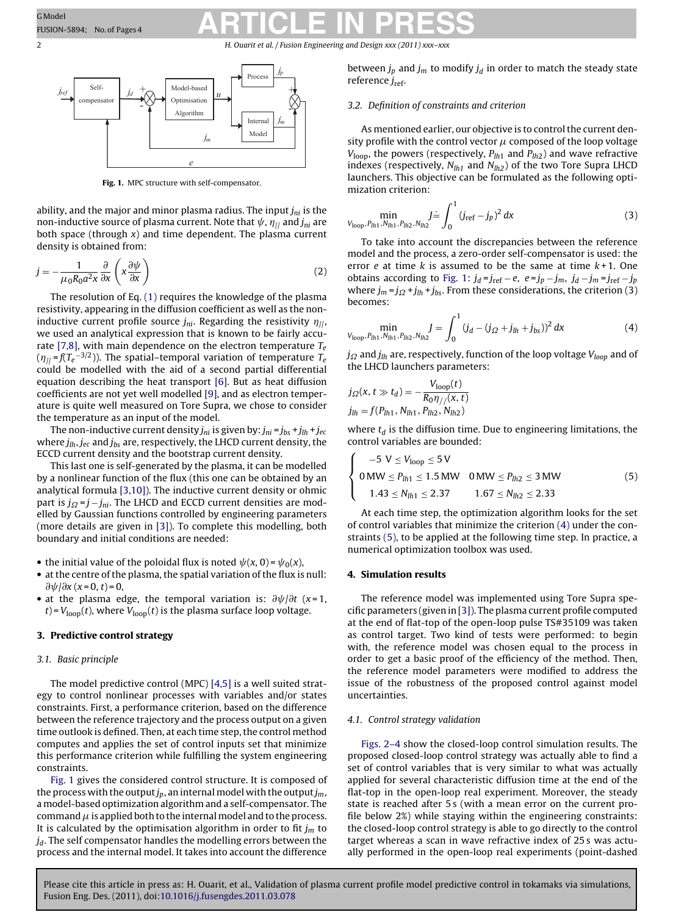Fig. 1. MPC structure with self-compensator.

ability, and the major and minor plasma radius. The input $j_{ni}$ is the non-inductive source of plasma current. Note that $\psi$, $\eta_{//}$ and $j_{ni}$ are both space (through $x$) and time dependent. The plasma current density is obtained from:

$$j = -\frac{1}{\mu_0 R_0 a^2 x}\frac{\partial}{\partial x}\left(x\frac{\partial \psi}{\partial x}\right) \tag{2}$$

The resolution of Eq. (1) requires the knowledge of the plasma resistivity, appearing in the diffusion coefficient as well as the non-inductive current profile source $j_{ni}$. Regarding the resistivity $\eta_{//}$, we used an analytical expression that is known to be fairly accurate [7,8], with main dependence on the electron temperature $T_e$ ($\eta_{//} = f(T_e^{-3/2})$). The spatial–temporal variation of temperature $T_e$ could be modelled with the aid of a second partial differential equation describing the heat transport [6]. But as heat diffusion coefficients are not yet well modelled [9], and as electron temperature is quite well measured on Tore Supra, we chose to consider the temperature as an input of the model.

The non-inductive current density $j_{ni}$ is given by: $j_{ni} = j_{bs} + j_{lh} + j_{ec}$ where $j_{lh}$, $j_{ec}$ and $j_{bs}$ are, respectively, the LHCD current density, the ECCD current density and the bootstrap current density.

This last one is self-generated by the plasma, it can be modelled by a nonlinear function of the flux (this one can be obtained by an analytical formula [3,10]). The inductive current density or ohmic part is $j_\Omega = j - j_{ni}$. The LHCD and ECCD current densities are modelled by Gaussian functions controlled by engineering parameters (more details are given in [3]). To complete this modelling, both boundary and initial conditions are needed:

- the initial value of the poloidal flux is noted $\psi(x, 0) = \psi_0(x)$,
- at the centre of the plasma, the spatial variation of the flux is null: $\partial\psi/\partial x\,(x = 0, t) = 0$,
- at the plasma edge, the temporal variation is: $\partial\psi/\partial t\,(x = 1, t) = V_{\text{loop}}(t)$, where $V_{\text{loop}}(t)$ is the plasma surface loop voltage.

## 3. Predictive control strategy

### 3.1. Basic principle

The model predictive control (MPC) [4,5] is a well suited strategy to control nonlinear processes with variables and/or states constraints. First, a performance criterion, based on the difference between the reference trajectory and the process output on a given time outlook is defined. Then, at each time step, the control method computes and applies the set of control inputs set that minimize this performance criterion while fulfilling the system engineering constraints.

Fig. 1 gives the considered control structure. It is composed of the process with the output $j_p$, an internal model with the output $j_m$, a model-based optimization algorithm and a self-compensator. The command $\mu$ is applied both to the internal model and to the process. It is calculated by the optimisation algorithm in order to fit $j_m$ to $j_d$. The self compensator handles the modelling errors between the process and the internal model. It takes into account the difference between $j_p$ and $j_m$ to modify $j_d$ in order to match the steady state reference $j_{\text{ref}}$.

### 3.2. Definition of constraints and criterion

As mentioned earlier, our objective is to control the current density profile with the control vector $\mu$ composed of the loop voltage $V_{\text{loop}}$, the powers (respectively, $P_{lh1}$ and $P_{lh2}$) and wave refractive indexes (respectively, $N_{lh1}$ and $N_{lh2}$) of the two Tore Supra LHCD launchers. This objective can be formulated as the following optimization criterion:

$$\min_{V_{\text{loop}}, P_{lh1}, N_{lh1}, P_{lh2}, N_{lh2}} J \doteq \int_0^1 (j_{\text{ref}} - j_p)^2\,dx \tag{3}$$

To take into account the discrepancies between the reference model and the process, a zero-order self-compensator is used: the error $e$ at time $k$ is assumed to be the same at time $k+1$. One obtains according to Fig. 1: $j_d = j_{\text{ref}} - e$, $e = j_p - j_m$, $j_d - j_m = j_{\text{ref}} - j_p$ where $j_m = j_\Omega + j_{lh} + j_{bs}$. From these considerations, the criterion (3) becomes:

$$\min_{V_{\text{loop}}, P_{lh1}, N_{lh1}, P_{lh2}, N_{lh2}} J = \int_0^1 (j_d - (j_\Omega + j_{lh} + j_{bs}))^2\,dx \tag{4}$$

$j_\Omega$ and $j_{lh}$ are, respectively, function of the loop voltage $V_{loop}$ and of the LHCD launchers parameters:

$$j_\Omega(x, t \gg t_d) = -\frac{V_{\text{loop}}(t)}{R_0\eta_{//}(x,t)}$$

$$j_{lh} = f(P_{lh1}, N_{lh1}, P_{lh2}, N_{lh2})$$

where $t_d$ is the diffusion time. Due to engineering limitations, the control variables are bounded:

$$\begin{cases} -5\text{ V} \le V_{\text{loop}} \le 5\text{ V} \\ 0\text{ MW} \le P_{lh1} \le 1.5\text{ MW} \quad 0\text{ MW} \le P_{lh2} \le 3\text{ MW} \\ 1.43 \le N_{lh1} \le 2.37 \qquad 1.67 \le N_{lh2} \le 2.33 \end{cases} \tag{5}$$

At each time step, the optimization algorithm looks for the set of control variables that minimize the criterion (4) under the constraints (5), to be applied at the following time step. In practice, a numerical optimization toolbox was used.

## 4. Simulation results

The reference model was implemented using Tore Supra specific parameters (given in [3]). The plasma current profile computed at the end of flat-top of the open-loop pulse TS#35109 was taken as control target. Two kind of tests were performed: to begin with, the reference model was chosen equal to the process in order to get a basic proof of the efficiency of the method. Then, the reference model parameters were modified to address the issue of the robustness of the proposed control against model uncertainties.

### 4.1. Control strategy validation

Figs. 2–4 show the closed-loop control simulation results. The proposed closed-loop control strategy was actually able to find a set of control variables that is very similar to what was actually applied for several characteristic diffusion time at the end of the flat-top in the open-loop real experiment. Moreover, the steady state is reached after 5 s (with a mean error on the current profile below 2%) while staying within the engineering constraints: the closed-loop control strategy is able to go directly to the control target whereas a scan in wave refractive index of 25 s was actually performed in the open-loop real experiments (point-dashed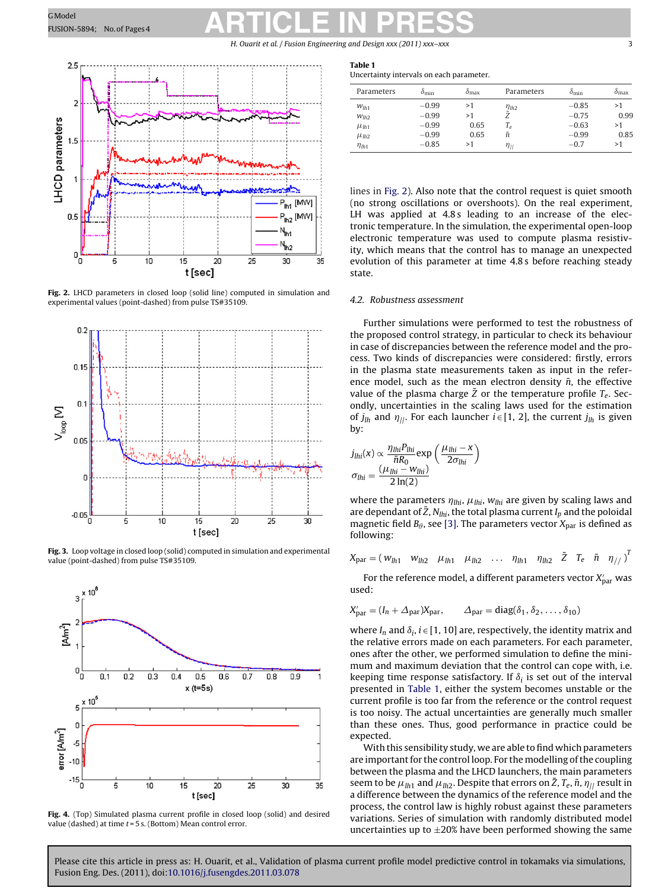Fig. 2. LHCD parameters in closed loop (solid line) computed in simulation and experimental values (point-dashed) from pulse TS#35109.

Fig. 3. Loop voltage in closed loop (solid) computed in simulation and experimental value (point-dashed) from pulse TS#35109.

Fig. 4. (Top) Simulated plasma current profile in closed loop (solid) and desired value (dashed) at time $t = 5$ s. (Bottom) Mean control error.

**Table 1**
Uncertainty intervals on each parameter.

| Parameters | $\delta_{min}$ | $\delta_{max}$ | Parameters | $\delta_{min}$ | $\delta_{max}$ |
|---|---|---|---|---|---|
| $w_{lh1}$ | −0.99 | >1 | $\eta_{lh2}$ | −0.85 | >1 |
| $w_{lh2}$ | −0.99 | >1 | $\bar{Z}$ | −0.75 | 0.99 |
| $\mu_{lh1}$ | −0.99 | 0.65 | $T_e$ | −0.63 | >1 |
| $\mu_{lh2}$ | −0.99 | 0.65 | $\bar{n}$ | −0.99 | 0.85 |
| $\eta_{lh1}$ | −0.85 | >1 | $\eta_{//}$ | −0.7 | >1 |

lines in Fig. 2). Also note that the control request is quiet smooth (no strong oscillations or overshoots). On the real experiment, LH was applied at 4.8 s leading to an increase of the electronic temperature. In the simulation, the experimental open-loop electronic temperature was used to compute plasma resistivity, which means that the control has to manage an unexpected evolution of this parameter at time 4.8 s before reaching steady state.

### 4.2. Robustness assessment

Further simulations were performed to test the robustness of the proposed control strategy, in particular to check its behaviour in case of discrepancies between the reference model and the process. Two kinds of discrepancies were considered: firstly, errors in the plasma state measurements taken as input in the reference model, such as the mean electron density $\bar{n}$, the effective value of the plasma charge $\bar{Z}$ or the temperature profile $T_e$. Secondly, uncertainties in the scaling laws used for the estimation of $j_{lh}$ and $\eta_{//}$. For each launcher $i \in [1, 2]$, the current $j_{lh}$ is given by:

$$j_{lhi}(x) \propto \frac{\eta_{lhi} P_{lhi}}{\bar{n} R_0} \exp\left(\frac{\mu_{lhi} - x}{2\sigma_{lhi}}\right)$$
$$\sigma_{lhi} = \frac{(\mu_{lhi} - w_{lhi})}{2\ln(2)}$$

where the parameters $\eta_{lhi}$, $\mu_{lhi}$, $w_{lhi}$ are given by scaling laws and are dependant of $\bar{Z}$, $N_{lhi}$, the total plasma current $I_p$ and the poloidal magnetic field $B_\theta$, see [3]. The parameters vector $X_{par}$ is defined as following:

$$X_{par} = (w_{lh1} \quad w_{lh2} \quad \mu_{lh1} \quad \mu_{lh2} \quad \dots \quad \eta_{lh1} \quad \eta_{lh2} \quad \bar{Z} \quad T_e \quad \bar{n} \quad \eta_{//})^T$$

For the reference model, a different parameters vector $X'_{par}$ was used:

$$X'_{par} = (I_n + \Delta_{par}) X_{par}, \qquad \Delta_{par} = \text{diag}(\delta_1, \delta_2, \dots, \delta_{10})$$

where $I_n$ and $\delta_i$, $i \in [1, 10]$ are, respectively, the identity matrix and the relative errors made on each parameters. For each parameter, ones after the other, we performed simulation to define the minimum and maximum deviation that the control can cope with, i.e. keeping time response satisfactory. If $\delta_i$ is set out of the interval presented in Table 1, either the system becomes unstable or the current profile is too far from the reference or the control request is too noisy. The actual uncertainties are generally much smaller than these ones. Thus, good performance in practice could be expected.

With this sensibility study, we are able to find which parameters are important for the control loop. For the modelling of the coupling between the plasma and the LHCD launchers, the main parameters seem to be $\mu_{lh1}$ and $\mu_{lh2}$. Despite that errors on $\bar{Z}$, $T_e$, $\bar{n}$, $\eta_{//}$ result in a difference between the dynamics of the reference model and the process, the control law is highly robust against these parameters variations. Series of simulation with randomly distributed model uncertainties up to ±20% have been performed showing the same

Please cite this article in press as: H. Ouarit, et al., Validation of plasma current profile model predictive control in tokamaks via simulations, Fusion Eng. Des. (2011), doi:10.1016/j.fusengdes.2011.03.078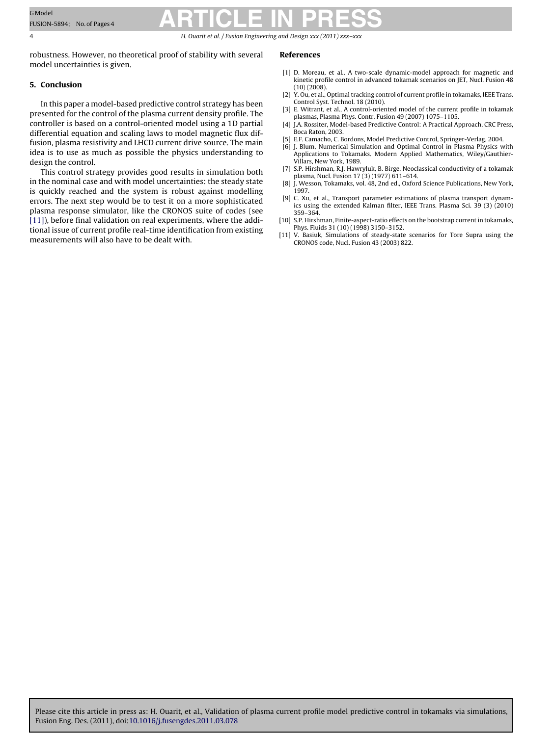robustness. However, no theoretical proof of stability with several model uncertainties is given.

## 5. Conclusion

In this paper a model-based predictive control strategy has been presented for the control of the plasma current density profile. The controller is based on a control-oriented model using a 1D partial differential equation and scaling laws to model magnetic flux diffusion, plasma resistivity and LHCD current drive source. The main idea is to use as much as possible the physics understanding to design the control.

This control strategy provides good results in simulation both in the nominal case and with model uncertainties: the steady state is quickly reached and the system is robust against modelling errors. The next step would be to test it on a more sophisticated plasma response simulator, like the CRONOS suite of codes (see [11]), before final validation on real experiments, where the additional issue of current profile real-time identification from existing measurements will also have to be dealt with.

## References

[1] D. Moreau, et al., A two-scale dynamic-model approach for magnetic and kinetic profile control in advanced tokamak scenarios on JET, Nucl. Fusion 48 (10) (2008).

[2] Y. Ou, et al., Optimal tracking control of current profile in tokamaks, IEEE Trans. Control Syst. Technol. 18 (2010).

[3] E. Witrant, et al., A control-oriented model of the current profile in tokamak plasmas, Plasma Phys. Contr. Fusion 49 (2007) 1075–1105.

[4] J.A. Rossiter, Model-based Predictive Control: A Practical Approach, CRC Press, Boca Raton, 2003.

[5] E.F. Camacho, C. Bordons, Model Predictive Control, Springer-Verlag, 2004.

[6] J. Blum, Numerical Simulation and Optimal Control in Plasma Physics with Applications to Tokamaks. Modern Applied Mathematics, Wiley/Gauthier-Villars, New York, 1989.

[7] S.P. Hirshman, R.J. Hawryluk, B. Birge, Neoclassical conductivity of a tokamak plasma, Nucl. Fusion 17 (3) (1977) 611–614.

[8] J. Wesson, Tokamaks, vol. 48, 2nd ed., Oxford Science Publications, New York, 1997.

[9] C. Xu, et al., Transport parameter estimations of plasma transport dynamics using the extended Kalman filter, IEEE Trans. Plasma Sci. 39 (3) (2010) 359–364.

[10] S.P. Hirshman, Finite-aspect-ratio effects on the bootstrap current in tokamaks, Phys. Fluids 31 (10) (1998) 3150–3152.

[11] V. Basiuk, Simulations of steady-state scenarios for Tore Supra using the CRONOS code, Nucl. Fusion 43 (2003) 822.